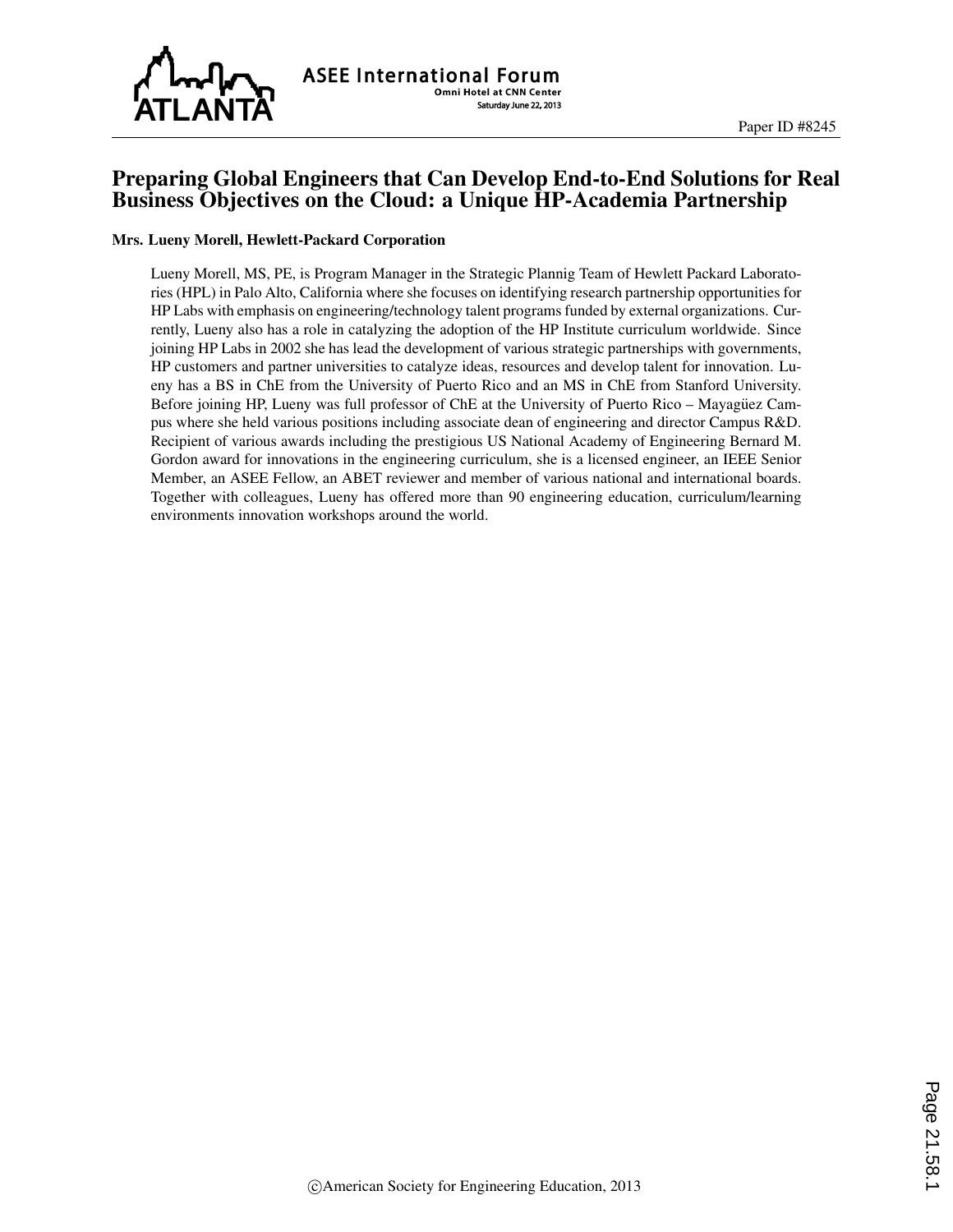# Preparing Global Engineers that Can Develop End-to-End Solutions for Real Business Objectives on the Cloud: a Unique HP-Academia Partnership

**Mrs. Lueny Morell, Hewlett-Packard Corporation**

Lueny Morell, MS, PE, is Program Manager in the Strategic Plannig Team of Hewlett Packard Laboratories (HPL) in Palo Alto, California where she focuses on identifying research partnership opportunities for HP Labs with emphasis on engineering/technology talent programs funded by external organizations. Currently, Lueny also has a role in catalyzing the adoption of the HP Institute curriculum worldwide. Since joining HP Labs in 2002 she has lead the development of various strategic partnerships with governments, HP customers and partner universities to catalyze ideas, resources and develop talent for innovation. Lueny has a BS in ChE from the University of Puerto Rico and an MS in ChE from Stanford University. Before joining HP, Lueny was full professor of ChE at the University of Puerto Rico – Mayagüez Campus where she held various positions including associate dean of engineering and director Campus R&D. Recipient of various awards including the prestigious US National Academy of Engineering Bernard M. Gordon award for innovations in the engineering curriculum, she is a licensed engineer, an IEEE Senior Member, an ASEE Fellow, an ABET reviewer and member of various national and international boards. Together with colleagues, Lueny has offered more than 90 engineering education, curriculum/learning environments innovation workshops around the world.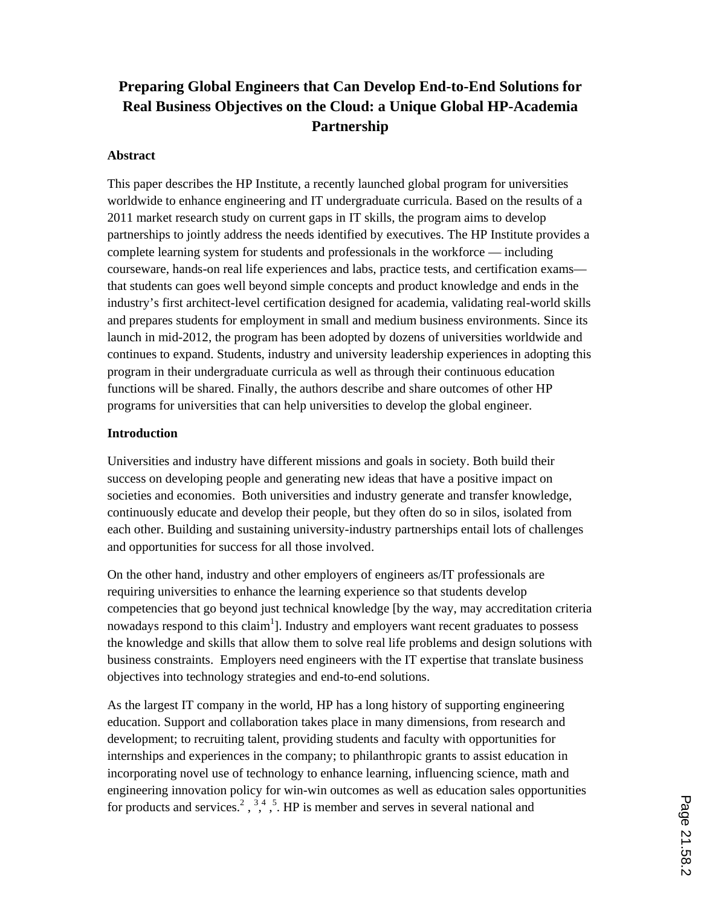# Preparing Global Engineers that Can Develop End-to-End Solutions for Real Business Objectives on the Cloud: a Unique Global HP-Academia Partnership

## Abstract

This paper describes the HP Institute, a recently launched global program for universities worldwide to enhance engineering and IT undergraduate curricula. Based on the results of a 2011 market research study on current gaps in IT skills, the program aims to develop partnerships to jointly address the needs identified by executives. The HP Institute provides a complete learning system for students and professionals in the workforce — including courseware, hands-on real life experiences and labs, practice tests, and certification exams— that students can goes well beyond simple concepts and product knowledge and ends in the industry's first architect-level certification designed for academia, validating real-world skills and prepares students for employment in small and medium business environments. Since its launch in mid-2012, the program has been adopted by dozens of universities worldwide and continues to expand. Students, industry and university leadership experiences in adopting this program in their undergraduate curricula as well as through their continuous education functions will be shared. Finally, the authors describe and share outcomes of other HP programs for universities that can help universities to develop the global engineer.

## Introduction

Universities and industry have different missions and goals in society. Both build their success on developing people and generating new ideas that have a positive impact on societies and economies. Both universities and industry generate and transfer knowledge, continuously educate and develop their people, but they often do so in silos, isolated from each other. Building and sustaining university-industry partnerships entail lots of challenges and opportunities for success for all those involved.

On the other hand, industry and other employers of engineers as/IT professionals are requiring universities to enhance the learning experience so that students develop competencies that go beyond just technical knowledge [by the way, may accreditation criteria nowadays respond to this claim[1]]. Industry and employers want recent graduates to possess the knowledge and skills that allow them to solve real life problems and design solutions with business constraints. Employers need engineers with the IT expertise that translate business objectives into technology strategies and end-to-end solutions.

As the largest IT company in the world, HP has a long history of supporting engineering education. Support and collaboration takes place in many dimensions, from research and development; to recruiting talent, providing students and faculty with opportunities for internships and experiences in the company; to philanthropic grants to assist education in incorporating novel use of technology to enhance learning, influencing science, math and engineering innovation policy for win-win outcomes as well as education sales opportunities for products and services.[2], [3],[4], [5]. HP is member and serves in several national and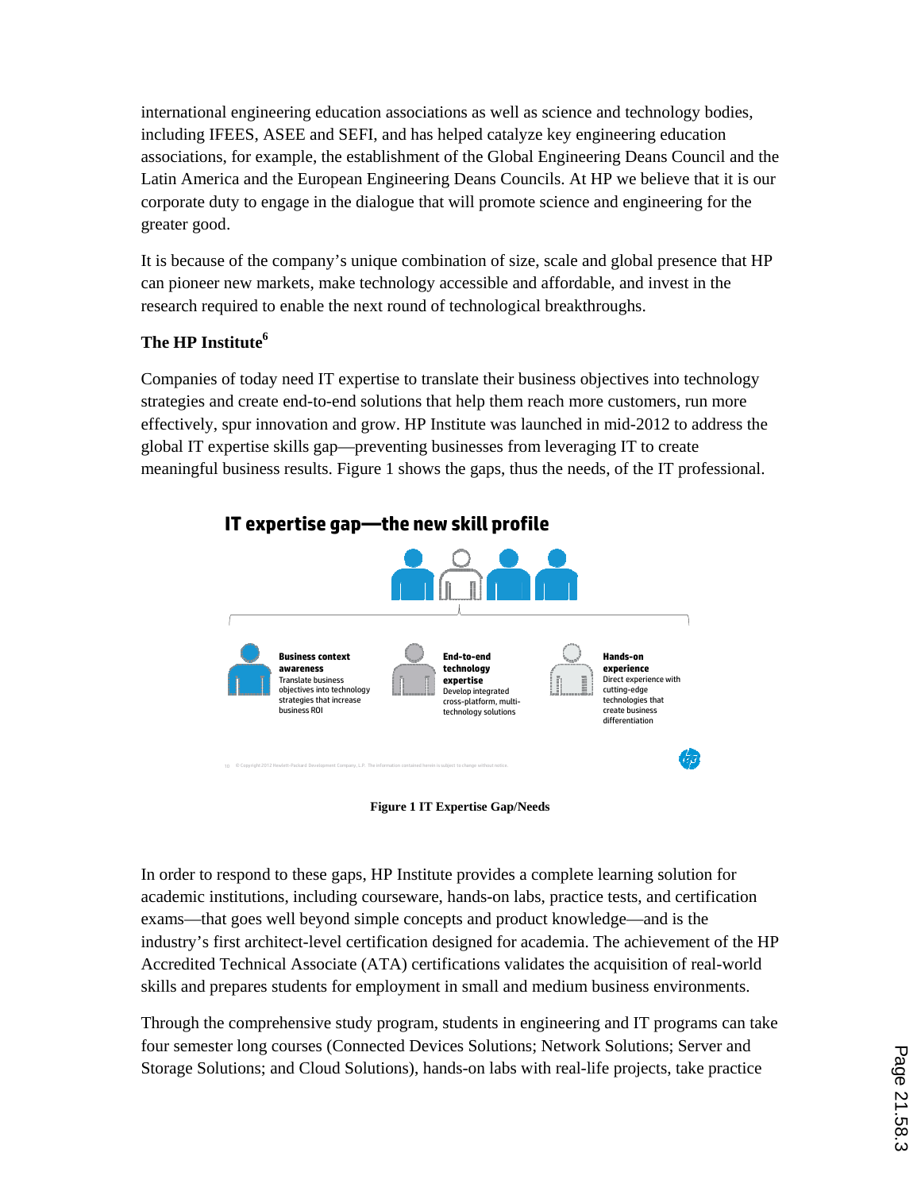international engineering education associations as well as science and technology bodies, including IFEES, ASEE and SEFI, and has helped catalyze key engineering education associations, for example, the establishment of the Global Engineering Deans Council and the Latin America and the European Engineering Deans Councils. At HP we believe that it is our corporate duty to engage in the dialogue that will promote science and engineering for the greater good.

It is because of the company's unique combination of size, scale and global presence that HP can pioneer new markets, make technology accessible and affordable, and invest in the research required to enable the next round of technological breakthroughs.

### The HP Institute[6]

Companies of today need IT expertise to translate their business objectives into technology strategies and create end-to-end solutions that help them reach more customers, run more effectively, spur innovation and grow. HP Institute was launched in mid-2012 to address the global IT expertise skills gap—preventing businesses from leveraging IT to create meaningful business results. Figure 1 shows the gaps, thus the needs, of the IT professional.

**Figure 1 IT Expertise Gap/Needs**

In order to respond to these gaps, HP Institute provides a complete learning solution for academic institutions, including courseware, hands-on labs, practice tests, and certification exams—that goes well beyond simple concepts and product knowledge—and is the industry's first architect-level certification designed for academia. The achievement of the HP Accredited Technical Associate (ATA) certifications validates the acquisition of real-world skills and prepares students for employment in small and medium business environments.

Through the comprehensive study program, students in engineering and IT programs can take four semester long courses (Connected Devices Solutions; Network Solutions; Server and Storage Solutions; and Cloud Solutions), hands-on labs with real-life projects, take practice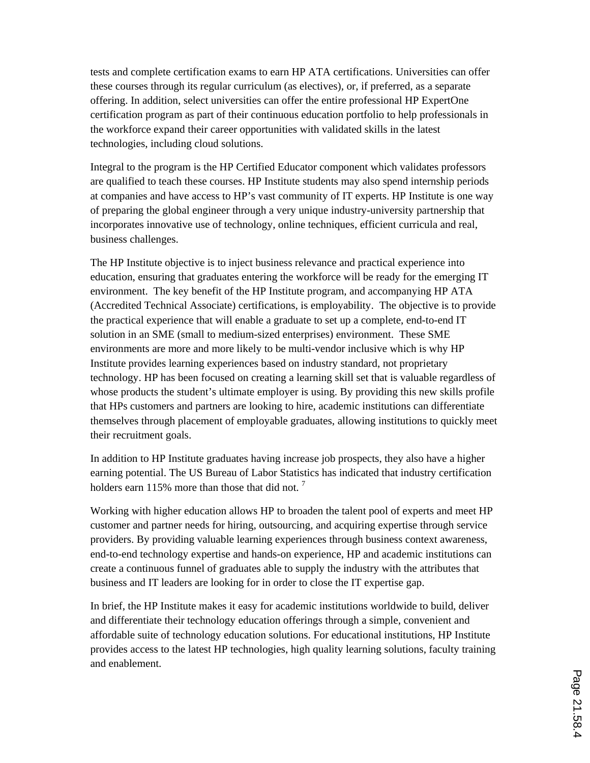tests and complete certification exams to earn HP ATA certifications. Universities can offer these courses through its regular curriculum (as electives), or, if preferred, as a separate offering. In addition, select universities can offer the entire professional HP ExpertOne certification program as part of their continuous education portfolio to help professionals in the workforce expand their career opportunities with validated skills in the latest technologies, including cloud solutions.

Integral to the program is the HP Certified Educator component which validates professors are qualified to teach these courses. HP Institute students may also spend internship periods at companies and have access to HP's vast community of IT experts. HP Institute is one way of preparing the global engineer through a very unique industry-university partnership that incorporates innovative use of technology, online techniques, efficient curricula and real, business challenges.

The HP Institute objective is to inject business relevance and practical experience into education, ensuring that graduates entering the workforce will be ready for the emerging IT environment. The key benefit of the HP Institute program, and accompanying HP ATA (Accredited Technical Associate) certifications, is employability. The objective is to provide the practical experience that will enable a graduate to set up a complete, end-to-end IT solution in an SME (small to medium-sized enterprises) environment. These SME environments are more and more likely to be multi-vendor inclusive which is why HP Institute provides learning experiences based on industry standard, not proprietary technology. HP has been focused on creating a learning skill set that is valuable regardless of whose products the student's ultimate employer is using. By providing this new skills profile that HPs customers and partners are looking to hire, academic institutions can differentiate themselves through placement of employable graduates, allowing institutions to quickly meet their recruitment goals.

In addition to HP Institute graduates having increase job prospects, they also have a higher earning potential. The US Bureau of Labor Statistics has indicated that industry certification holders earn 115% more than those that did not. [7]

Working with higher education allows HP to broaden the talent pool of experts and meet HP customer and partner needs for hiring, outsourcing, and acquiring expertise through service providers. By providing valuable learning experiences through business context awareness, end-to-end technology expertise and hands-on experience, HP and academic institutions can create a continuous funnel of graduates able to supply the industry with the attributes that business and IT leaders are looking for in order to close the IT expertise gap.

In brief, the HP Institute makes it easy for academic institutions worldwide to build, deliver and differentiate their technology education offerings through a simple, convenient and affordable suite of technology education solutions. For educational institutions, HP Institute provides access to the latest HP technologies, high quality learning solutions, faculty training and enablement.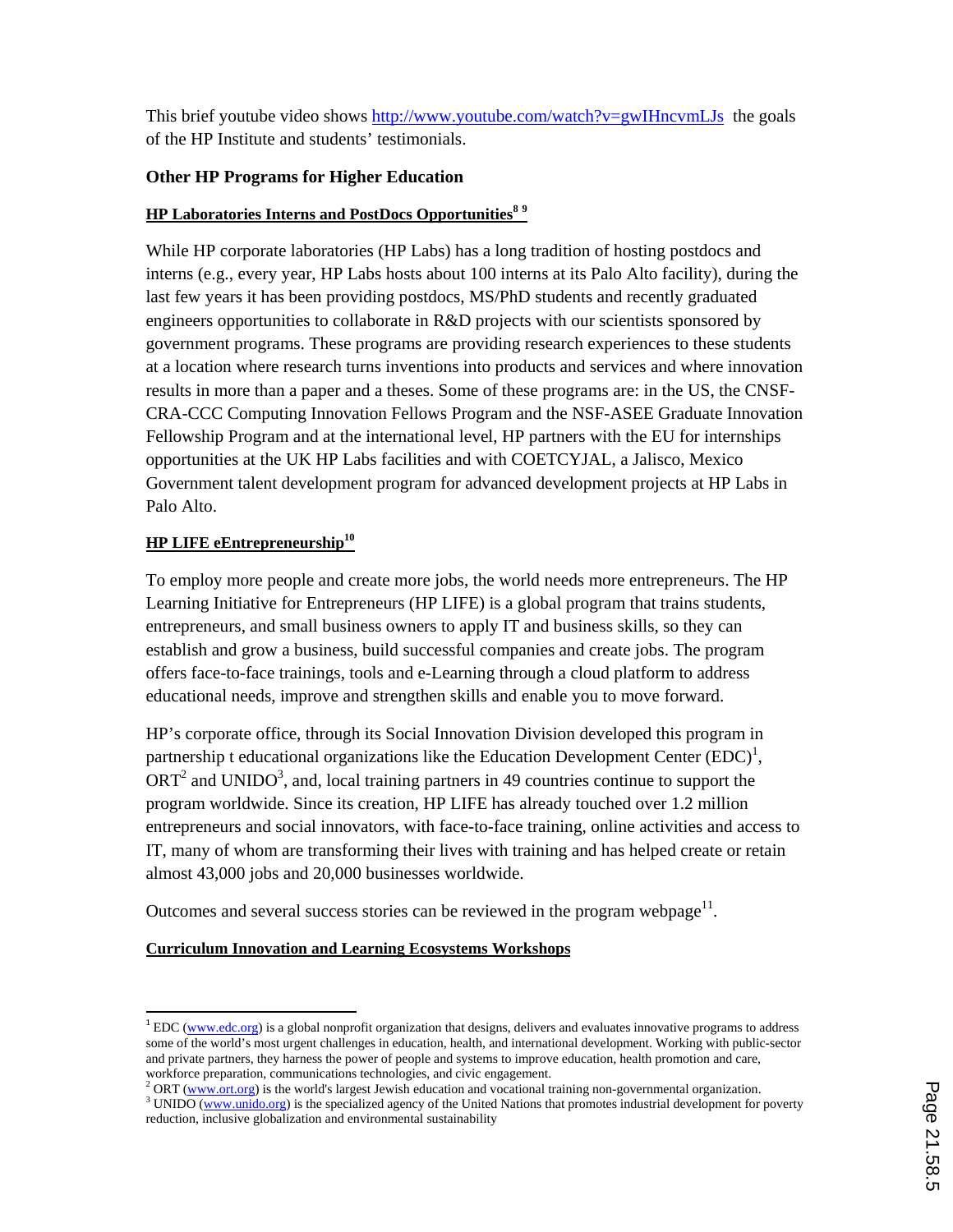This brief youtube video shows http://www.youtube.com/watch?v=gwIHncvmLJs the goals of the HP Institute and students' testimonials.

### Other HP Programs for Higher Education

#### HP Laboratories Interns and PostDocs Opportunities[8 9]

While HP corporate laboratories (HP Labs) has a long tradition of hosting postdocs and interns (e.g., every year, HP Labs hosts about 100 interns at its Palo Alto facility), during the last few years it has been providing postdocs, MS/PhD students and recently graduated engineers opportunities to collaborate in R&D projects with our scientists sponsored by government programs. These programs are providing research experiences to these students at a location where research turns inventions into products and services and where innovation results in more than a paper and a theses. Some of these programs are: in the US, the CNSF-CRA-CCC Computing Innovation Fellows Program and the NSF-ASEE Graduate Innovation Fellowship Program and at the international level, HP partners with the EU for internships opportunities at the UK HP Labs facilities and with COETCYJAL, a Jalisco, Mexico Government talent development program for advanced development projects at HP Labs in Palo Alto.

#### HP LIFE eEntrepreneurship[10]

To employ more people and create more jobs, the world needs more entrepreneurs. The HP Learning Initiative for Entrepreneurs (HP LIFE) is a global program that trains students, entrepreneurs, and small business owners to apply IT and business skills, so they can establish and grow a business, build successful companies and create jobs. The program offers face-to-face trainings, tools and e-Learning through a cloud platform to address educational needs, improve and strengthen skills and enable you to move forward.

HP's corporate office, through its Social Innovation Division developed this program in partnership t educational organizations like the Education Development Center (EDC)[1], ORT[2] and UNIDO[3], and, local training partners in 49 countries continue to support the program worldwide. Since its creation, HP LIFE has already touched over 1.2 million entrepreneurs and social innovators, with face-to-face training, online activities and access to IT, many of whom are transforming their lives with training and has helped create or retain almost 43,000 jobs and 20,000 businesses worldwide.

Outcomes and several success stories can be reviewed in the program webpage[11].

#### Curriculum Innovation and Learning Ecosystems Workshops

---

[1] EDC (www.edc.org) is a global nonprofit organization that designs, delivers and evaluates innovative programs to address some of the world's most urgent challenges in education, health, and international development. Working with public-sector and private partners, they harness the power of people and systems to improve education, health promotion and care, workforce preparation, communications technologies, and civic engagement.

[2] ORT (www.ort.org) is the world's largest Jewish education and vocational training non-governmental organization.

[3] UNIDO (www.unido.org) is the specialized agency of the United Nations that promotes industrial development for poverty reduction, inclusive globalization and environmental sustainability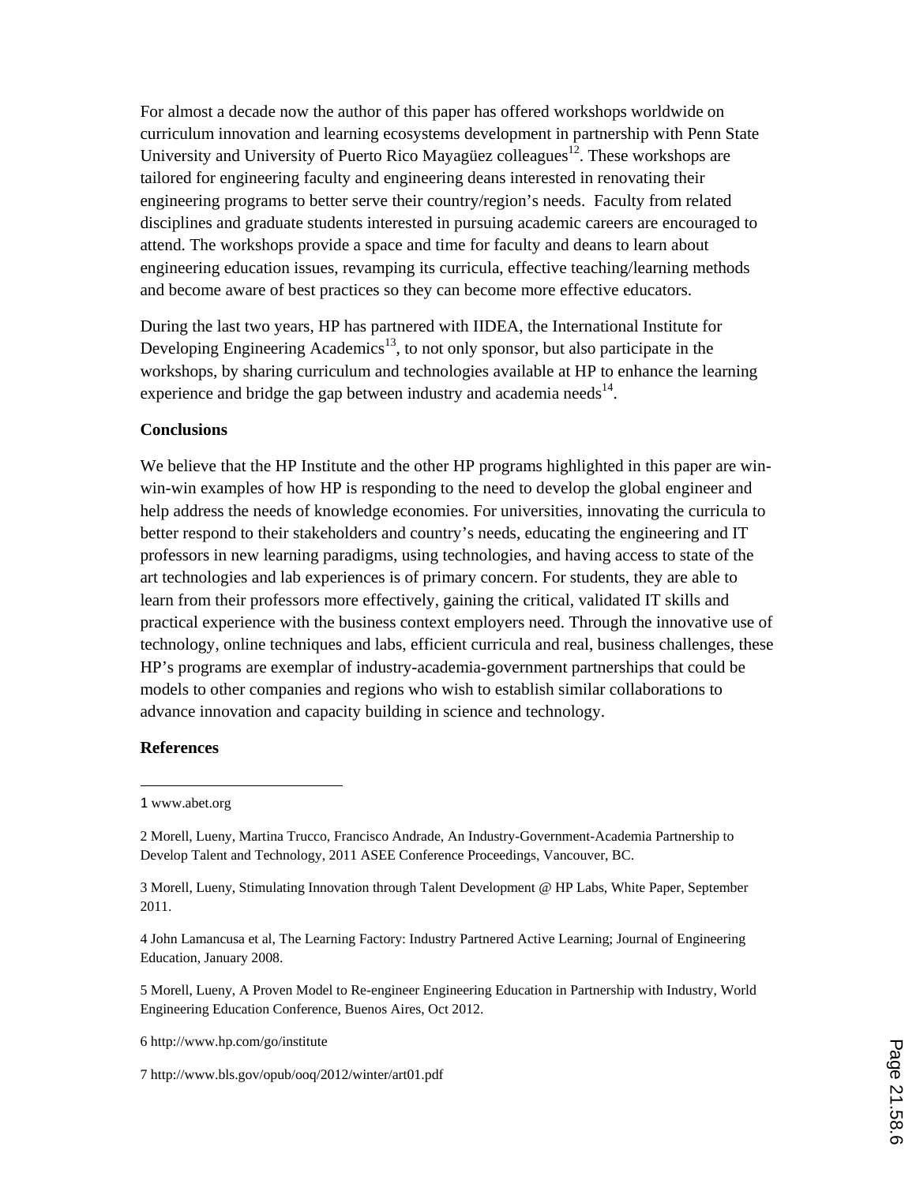For almost a decade now the author of this paper has offered workshops worldwide on curriculum innovation and learning ecosystems development in partnership with Penn State University and University of Puerto Rico Mayagüez colleagues[12]. These workshops are tailored for engineering faculty and engineering deans interested in renovating their engineering programs to better serve their country/region's needs. Faculty from related disciplines and graduate students interested in pursuing academic careers are encouraged to attend. The workshops provide a space and time for faculty and deans to learn about engineering education issues, revamping its curricula, effective teaching/learning methods and become aware of best practices so they can become more effective educators.

During the last two years, HP has partnered with IIDEA, the International Institute for Developing Engineering Academics[13], to not only sponsor, but also participate in the workshops, by sharing curriculum and technologies available at HP to enhance the learning experience and bridge the gap between industry and academia needs[14].

**Conclusions**

We believe that the HP Institute and the other HP programs highlighted in this paper are win-win-win examples of how HP is responding to the need to develop the global engineer and help address the needs of knowledge economies. For universities, innovating the curricula to better respond to their stakeholders and country's needs, educating the engineering and IT professors in new learning paradigms, using technologies, and having access to state of the art technologies and lab experiences is of primary concern. For students, they are able to learn from their professors more effectively, gaining the critical, validated IT skills and practical experience with the business context employers need. Through the innovative use of technology, online techniques and labs, efficient curricula and real, business challenges, these HP's programs are exemplar of industry-academia-government partnerships that could be models to other companies and regions who wish to establish similar collaborations to advance innovation and capacity building in science and technology.

**References**

---

1 www.abet.org

2 Morell, Lueny, Martina Trucco, Francisco Andrade, An Industry-Government-Academia Partnership to Develop Talent and Technology, 2011 ASEE Conference Proceedings, Vancouver, BC.

3 Morell, Lueny, Stimulating Innovation through Talent Development @ HP Labs, White Paper, September 2011.

4 John Lamancusa et al, The Learning Factory: Industry Partnered Active Learning; Journal of Engineering Education, January 2008.

5 Morell, Lueny, A Proven Model to Re-engineer Engineering Education in Partnership with Industry, World Engineering Education Conference, Buenos Aires, Oct 2012.

6 http://www.hp.com/go/institute

7 http://www.bls.gov/opub/ooq/2012/winter/art01.pdf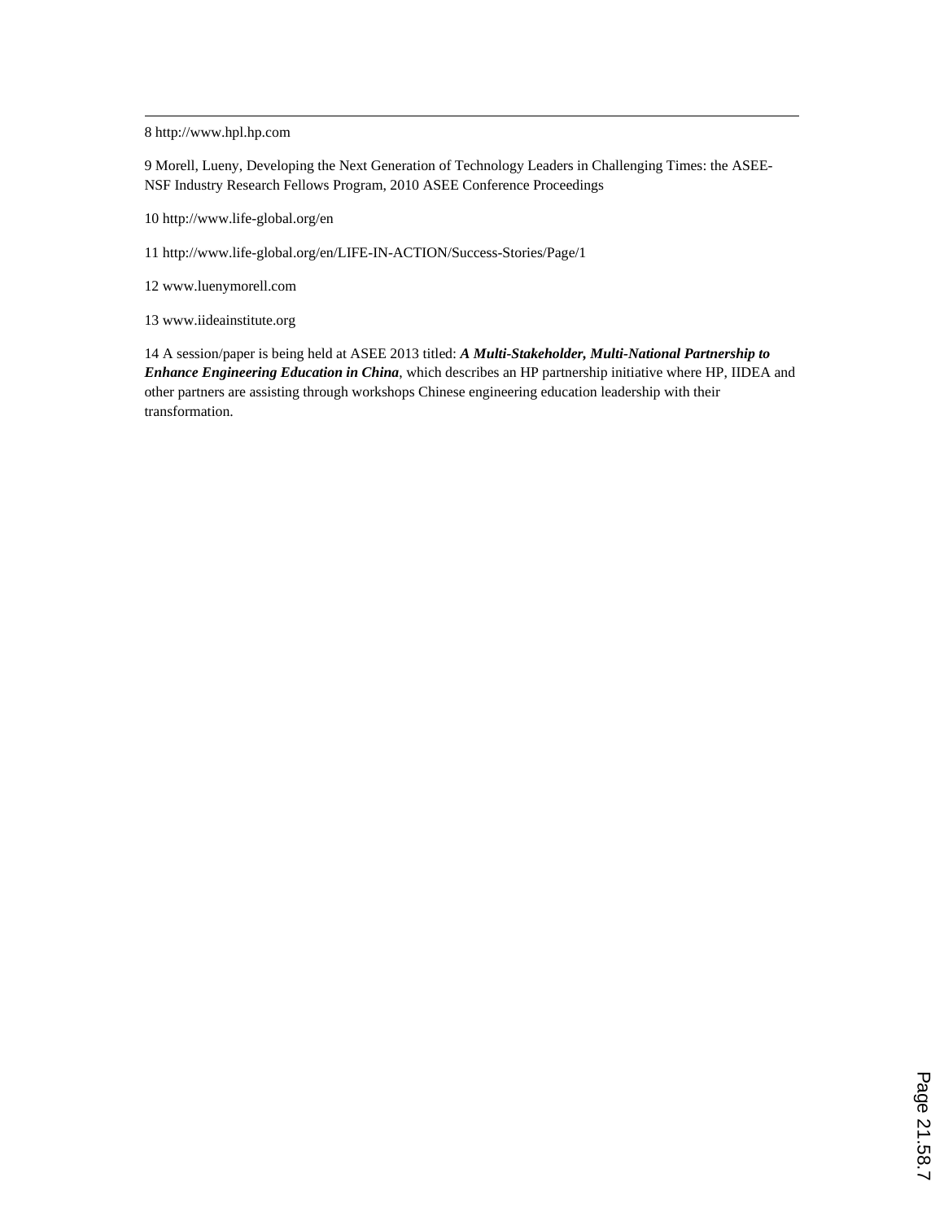8 http://www.hpl.hp.com

9 Morell, Lueny, Developing the Next Generation of Technology Leaders in Challenging Times: the ASEE-NSF Industry Research Fellows Program, 2010 ASEE Conference Proceedings

10 http://www.life-global.org/en

11 http://www.life-global.org/en/LIFE-IN-ACTION/Success-Stories/Page/1

12 www.luenymorell.com

13 www.iideainstitute.org

14 A session/paper is being held at ASEE 2013 titled: ***A Multi-Stakeholder, Multi-National Partnership to Enhance Engineering Education in China***, which describes an HP partnership initiative where HP, IIDEA and other partners are assisting through workshops Chinese engineering education leadership with their transformation.